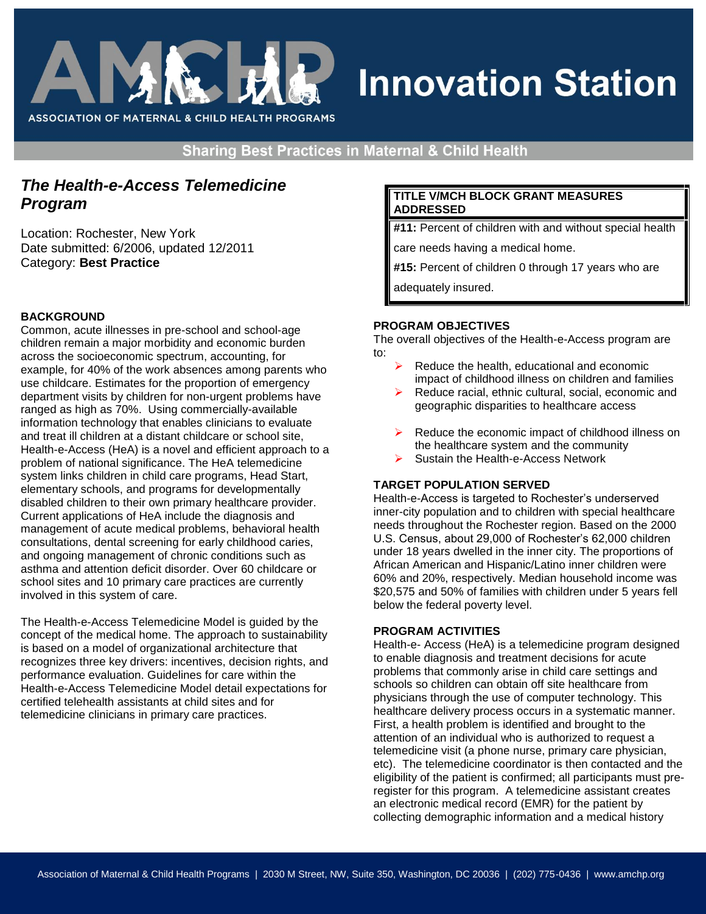# Innovation Station

**Sharing Best Practices in Maternal & Child Health**

## *The Health-e-Access Telemedicine Program*

Location: Rochester, New York
Date submitted: 6/2006, updated 12/2011
Category: **Best Practice**

### BACKGROUND

Common, acute illnesses in pre-school and school-age children remain a major morbidity and economic burden across the socioeconomic spectrum, accounting, for example, for 40% of the work absences among parents who use childcare. Estimates for the proportion of emergency department visits by children for non-urgent problems have ranged as high as 70%. Using commercially-available information technology that enables clinicians to evaluate and treat ill children at a distant childcare or school site, Health-e-Access (HeA) is a novel and efficient approach to a problem of national significance. The HeA telemedicine system links children in child care programs, Head Start, elementary schools, and programs for developmentally disabled children to their own primary healthcare provider. Current applications of HeA include the diagnosis and management of acute medical problems, behavioral health consultations, dental screening for early childhood caries, and ongoing management of chronic conditions such as asthma and attention deficit disorder. Over 60 childcare or school sites and 10 primary care practices are currently involved in this system of care.

The Health-e-Access Telemedicine Model is guided by the concept of the medical home. The approach to sustainability is based on a model of organizational architecture that recognizes three key drivers: incentives, decision rights, and performance evaluation. Guidelines for care within the Health-e-Access Telemedicine Model detail expectations for certified telehealth assistants at child sites and for telemedicine clinicians in primary care practices.

| TITLE V/MCH BLOCK GRANT MEASURES ADDRESSED |
|---|
| **#11:** Percent of children with and without special health care needs having a medical home. |
| **#15:** Percent of children 0 through 17 years who are adequately insured. |

### PROGRAM OBJECTIVES

The overall objectives of the Health-e-Access program are to:

- Reduce the health, educational and economic impact of childhood illness on children and families
- Reduce racial, ethnic cultural, social, economic and geographic disparities to healthcare access
- Reduce the economic impact of childhood illness on the healthcare system and the community
- Sustain the Health-e-Access Network

### TARGET POPULATION SERVED

Health-e-Access is targeted to Rochester's underserved inner-city population and to children with special healthcare needs throughout the Rochester region. Based on the 2000 U.S. Census, about 29,000 of Rochester's 62,000 children under 18 years dwelled in the inner city. The proportions of African American and Hispanic/Latino inner children were 60% and 20%, respectively. Median household income was $20,575 and 50% of families with children under 5 years fell below the federal poverty level.

### PROGRAM ACTIVITIES

Health-e- Access (HeA) is a telemedicine program designed to enable diagnosis and treatment decisions for acute problems that commonly arise in child care settings and schools so children can obtain off site healthcare from physicians through the use of computer technology. This healthcare delivery process occurs in a systematic manner. First, a health problem is identified and brought to the attention of an individual who is authorized to request a telemedicine visit (a phone nurse, primary care physician, etc). The telemedicine coordinator is then contacted and the eligibility of the patient is confirmed; all participants must pre-register for this program. A telemedicine assistant creates an electronic medical record (EMR) for the patient by collecting demographic information and a medical history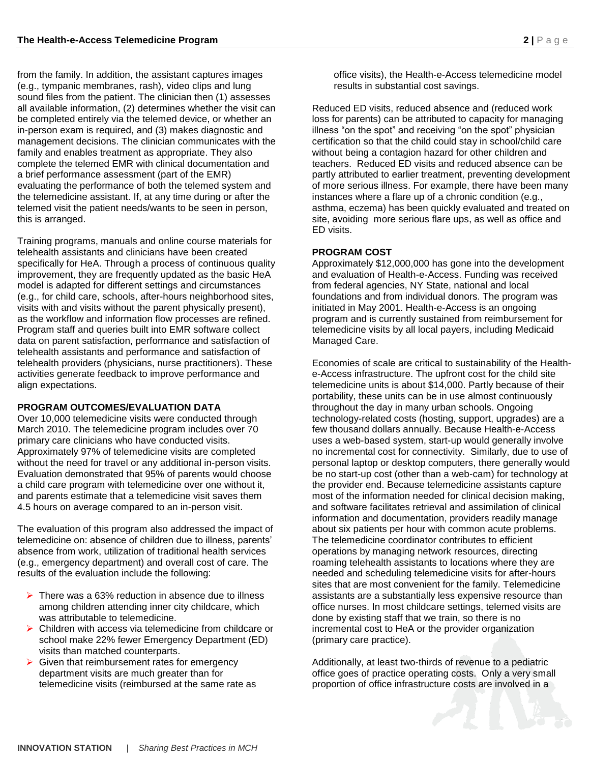from the family. In addition, the assistant captures images (e.g., tympanic membranes, rash), video clips and lung sound files from the patient. The clinician then (1) assesses all available information, (2) determines whether the visit can be completed entirely via the telemed device, or whether an in-person exam is required, and (3) makes diagnostic and management decisions. The clinician communicates with the family and enables treatment as appropriate. They also complete the telemed EMR with clinical documentation and a brief performance assessment (part of the EMR) evaluating the performance of both the telemed system and the telemedicine assistant. If, at any time during or after the telemed visit the patient needs/wants to be seen in person, this is arranged.

Training programs, manuals and online course materials for telehealth assistants and clinicians have been created specifically for HeA. Through a process of continuous quality improvement, they are frequently updated as the basic HeA model is adapted for different settings and circumstances (e.g., for child care, schools, after-hours neighborhood sites, visits with and visits without the parent physically present), as the workflow and information flow processes are refined. Program staff and queries built into EMR software collect data on parent satisfaction, performance and satisfaction of telehealth assistants and performance and satisfaction of telehealth providers (physicians, nurse practitioners). These activities generate feedback to improve performance and align expectations.

**PROGRAM OUTCOMES/EVALUATION DATA**

Over 10,000 telemedicine visits were conducted through March 2010. The telemedicine program includes over 70 primary care clinicians who have conducted visits. Approximately 97% of telemedicine visits are completed without the need for travel or any additional in-person visits. Evaluation demonstrated that 95% of parents would choose a child care program with telemedicine over one without it, and parents estimate that a telemedicine visit saves them 4.5 hours on average compared to an in-person visit.

The evaluation of this program also addressed the impact of telemedicine on: absence of children due to illness, parents' absence from work, utilization of traditional health services (e.g., emergency department) and overall cost of care. The results of the evaluation include the following:

- There was a 63% reduction in absence due to illness among children attending inner city childcare, which was attributable to telemedicine.
- Children with access via telemedicine from childcare or school make 22% fewer Emergency Department (ED) visits than matched counterparts.
- Given that reimbursement rates for emergency department visits are much greater than for telemedicine visits (reimbursed at the same rate as office visits), the Health-e-Access telemedicine model results in substantial cost savings.

Reduced ED visits, reduced absence and (reduced work loss for parents) can be attributed to capacity for managing illness "on the spot" and receiving "on the spot" physician certification so that the child could stay in school/child care without being a contagion hazard for other children and teachers. Reduced ED visits and reduced absence can be partly attributed to earlier treatment, preventing development of more serious illness. For example, there have been many instances where a flare up of a chronic condition (e.g., asthma, eczema) has been quickly evaluated and treated on site, avoiding more serious flare ups, as well as office and ED visits.

**PROGRAM COST**

Approximately $12,000,000 has gone into the development and evaluation of Health-e-Access. Funding was received from federal agencies, NY State, national and local foundations and from individual donors. The program was initiated in May 2001. Health-e-Access is an ongoing program and is currently sustained from reimbursement for telemedicine visits by all local payers, including Medicaid Managed Care.

Economies of scale are critical to sustainability of the Health-e-Access infrastructure. The upfront cost for the child site telemedicine units is about $14,000. Partly because of their portability, these units can be in use almost continuously throughout the day in many urban schools. Ongoing technology-related costs (hosting, support, upgrades) are a few thousand dollars annually. Because Health-e-Access uses a web-based system, start-up would generally involve no incremental cost for connectivity. Similarly, due to use of personal laptop or desktop computers, there generally would be no start-up cost (other than a web-cam) for technology at the provider end. Because telemedicine assistants capture most of the information needed for clinical decision making, and software facilitates retrieval and assimilation of clinical information and documentation, providers readily manage about six patients per hour with common acute problems. The telemedicine coordinator contributes to efficient operations by managing network resources, directing roaming telehealth assistants to locations where they are needed and scheduling telemedicine visits for after-hours sites that are most convenient for the family. Telemedicine assistants are a substantially less expensive resource than office nurses. In most childcare settings, telemed visits are done by existing staff that we train, so there is no incremental cost to HeA or the provider organization (primary care practice).

Additionally, at least two-thirds of revenue to a pediatric office goes of practice operating costs. Only a very small proportion of office infrastructure costs are involved in a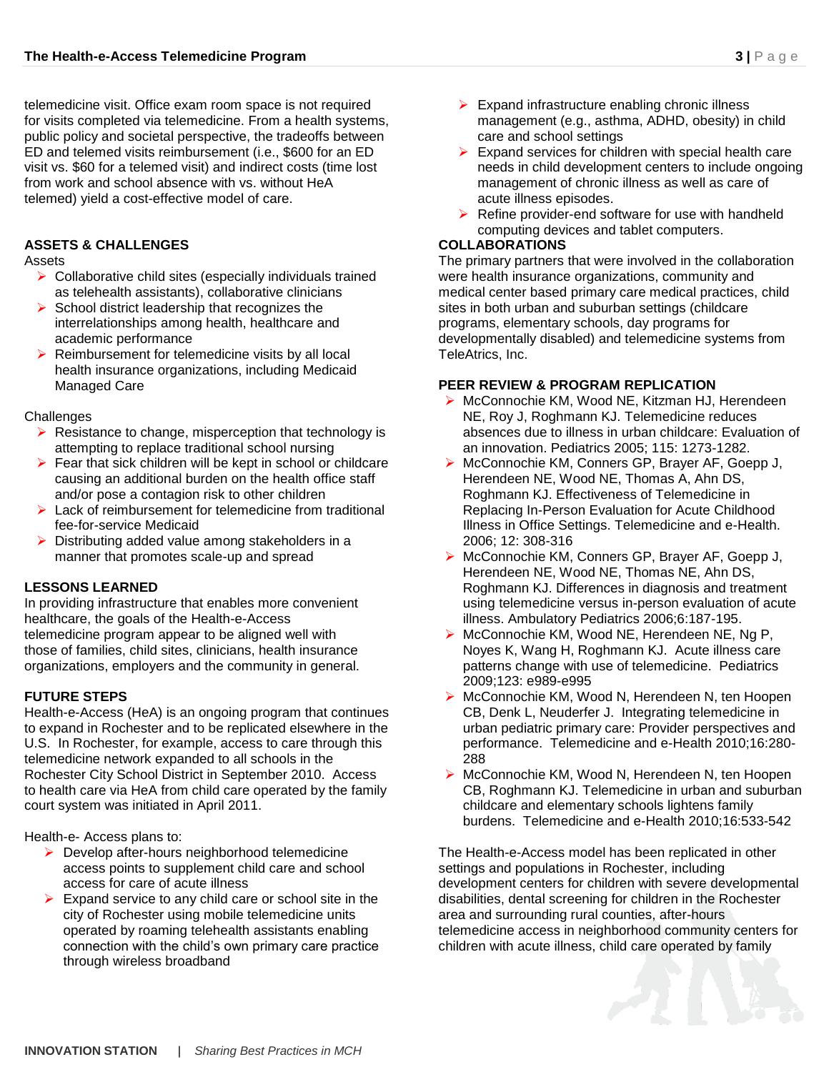telemedicine visit. Office exam room space is not required for visits completed via telemedicine. From a health systems, public policy and societal perspective, the tradeoffs between ED and telemed visits reimbursement (i.e., $600 for an ED visit vs. $60 for a telemed visit) and indirect costs (time lost from work and school absence with vs. without HeA telemed) yield a cost-effective model of care.

## ASSETS & CHALLENGES

Assets

- Collaborative child sites (especially individuals trained as telehealth assistants), collaborative clinicians
- School district leadership that recognizes the interrelationships among health, healthcare and academic performance
- Reimbursement for telemedicine visits by all local health insurance organizations, including Medicaid Managed Care

Challenges

- Resistance to change, misperception that technology is attempting to replace traditional school nursing
- Fear that sick children will be kept in school or childcare causing an additional burden on the health office staff and/or pose a contagion risk to other children
- Lack of reimbursement for telemedicine from traditional fee-for-service Medicaid
- Distributing added value among stakeholders in a manner that promotes scale-up and spread

## LESSONS LEARNED

In providing infrastructure that enables more convenient healthcare, the goals of the Health-e-Access telemedicine program appear to be aligned well with those of families, child sites, clinicians, health insurance organizations, employers and the community in general.

## FUTURE STEPS

Health-e-Access (HeA) is an ongoing program that continues to expand in Rochester and to be replicated elsewhere in the U.S. In Rochester, for example, access to care through this telemedicine network expanded to all schools in the Rochester City School District in September 2010. Access to health care via HeA from child care operated by the family court system was initiated in April 2011.

Health-e- Access plans to:

- Develop after-hours neighborhood telemedicine access points to supplement child care and school access for care of acute illness
- Expand service to any child care or school site in the city of Rochester using mobile telemedicine units operated by roaming telehealth assistants enabling connection with the child's own primary care practice through wireless broadband
- Expand infrastructure enabling chronic illness management (e.g., asthma, ADHD, obesity) in child care and school settings
- Expand services for children with special health care needs in child development centers to include ongoing management of chronic illness as well as care of acute illness episodes.
- Refine provider-end software for use with handheld computing devices and tablet computers.

## COLLABORATIONS

The primary partners that were involved in the collaboration were health insurance organizations, community and medical center based primary care medical practices, child sites in both urban and suburban settings (childcare programs, elementary schools, day programs for developmentally disabled) and telemedicine systems from TeleAtrics, Inc.

## PEER REVIEW & PROGRAM REPLICATION

- McConnochie KM, Wood NE, Kitzman HJ, Herendeen NE, Roy J, Roghmann KJ. Telemedicine reduces absences due to illness in urban childcare: Evaluation of an innovation. Pediatrics 2005; 115: 1273-1282.
- McConnochie KM, Conners GP, Brayer AF, Goepp J, Herendeen NE, Wood NE, Thomas A, Ahn DS, Roghmann KJ. Effectiveness of Telemedicine in Replacing In-Person Evaluation for Acute Childhood Illness in Office Settings. Telemedicine and e-Health. 2006; 12: 308-316
- McConnochie KM, Conners GP, Brayer AF, Goepp J, Herendeen NE, Wood NE, Thomas NE, Ahn DS, Roghmann KJ. Differences in diagnosis and treatment using telemedicine versus in-person evaluation of acute illness. Ambulatory Pediatrics 2006;6:187-195.
- McConnochie KM, Wood NE, Herendeen NE, Ng P, Noyes K, Wang H, Roghmann KJ. Acute illness care patterns change with use of telemedicine. Pediatrics 2009;123: e989-e995
- McConnochie KM, Wood N, Herendeen N, ten Hoopen CB, Denk L, Neuderfer J. Integrating telemedicine in urban pediatric primary care: Provider perspectives and performance. Telemedicine and e-Health 2010;16:280-288
- McConnochie KM, Wood N, Herendeen N, ten Hoopen CB, Roghmann KJ. Telemedicine in urban and suburban childcare and elementary schools lightens family burdens. Telemedicine and e-Health 2010;16:533-542

The Health-e-Access model has been replicated in other settings and populations in Rochester, including development centers for children with severe developmental disabilities, dental screening for children in the Rochester area and surrounding rural counties, after-hours telemedicine access in neighborhood community centers for children with acute illness, child care operated by family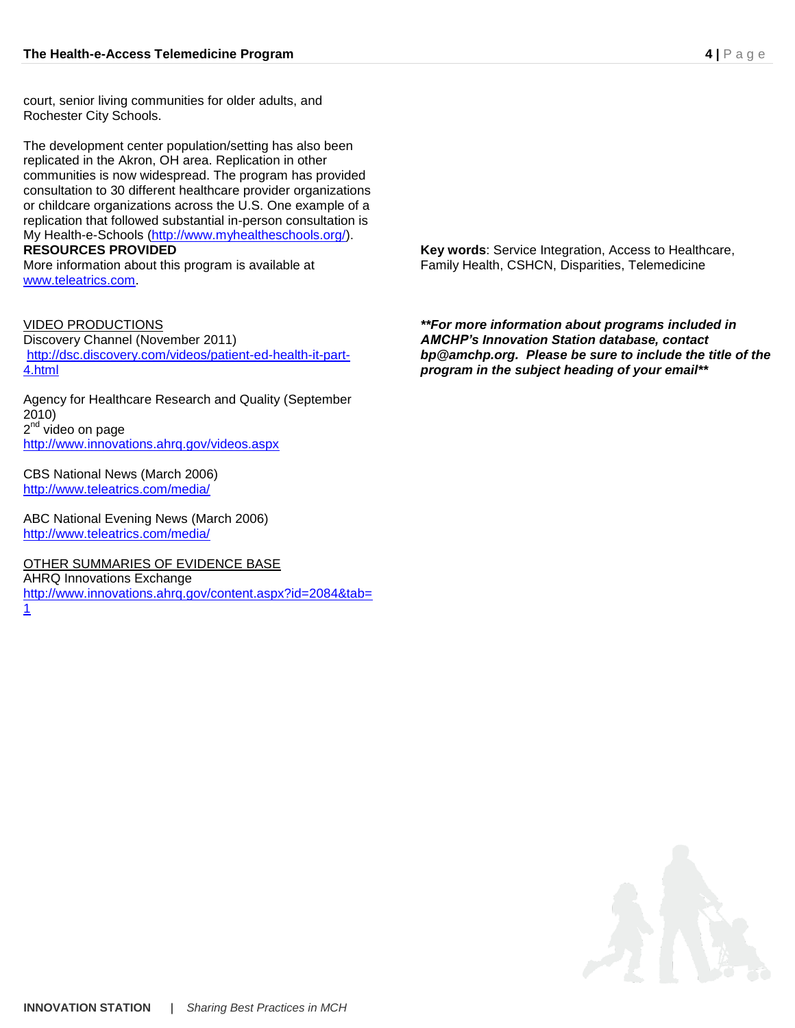court, senior living communities for older adults, and Rochester City Schools.

The development center population/setting has also been replicated in the Akron, OH area. Replication in other communities is now widespread. The program has provided consultation to 30 different healthcare provider organizations or childcare organizations across the U.S. One example of a replication that followed substantial in-person consultation is My Health-e-Schools (http://www.myhealtheschools.org/).

**RESOURCES PROVIDED**

More information about this program is available at www.teleatrics.com.

VIDEO PRODUCTIONS

Discovery Channel (November 2011)
http://dsc.discovery.com/videos/patient-ed-health-it-part-4.html

Agency for Healthcare Research and Quality (September 2010)
2nd video on page
http://www.innovations.ahrq.gov/videos.aspx

CBS National News (March 2006)
http://www.teleatrics.com/media/

ABC National Evening News (March 2006)
http://www.teleatrics.com/media/

OTHER SUMMARIES OF EVIDENCE BASE

AHRQ Innovations Exchange
http://www.innovations.ahrq.gov/content.aspx?id=2084&tab=1

**Key words**: Service Integration, Access to Healthcare, Family Health, CSHCN, Disparities, Telemedicine

***\*\*For more information about programs included in AMCHP's Innovation Station database, contact bp@amchp.org. Please be sure to include the title of the program in the subject heading of your email\*\****